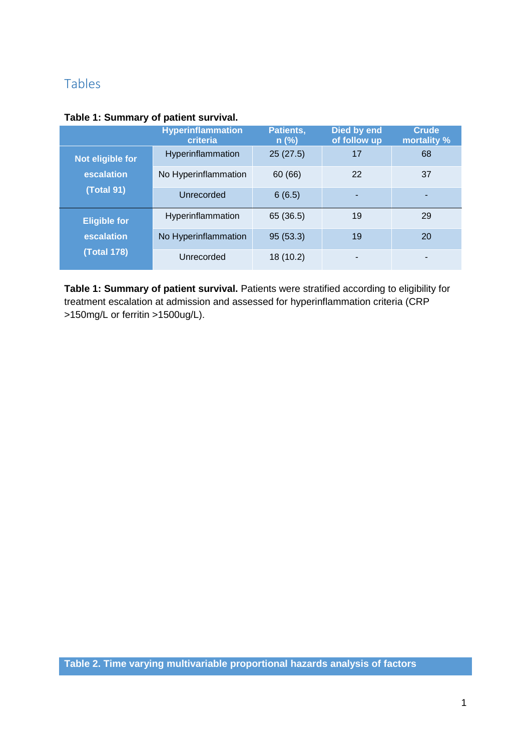## Tables

**Table 1: Summary of patient survival.**

| | Hyperinflammation criteria | Patients, n (%) | Died by end of follow up | Crude mortality % |
|---|---|---|---|---|
| Not eligible for escalation (Total 91) | Hyperinflammation | 25 (27.5) | 17 | 68 |
| | No Hyperinflammation | 60 (66) | 22 | 37 |
| | Unrecorded | 6 (6.5) | - | - |
| Eligible for escalation (Total 178) | Hyperinflammation | 65 (36.5) | 19 | 29 |
| | No Hyperinflammation | 95 (53.3) | 19 | 20 |
| | Unrecorded | 18 (10.2) | - | - |

**Table 1: Summary of patient survival.** Patients were stratified according to eligibility for treatment escalation at admission and assessed for hyperinflammation criteria (CRP >150mg/L or ferritin >1500ug/L).

**Table 2. Time varying multivariable proportional hazards analysis of factors**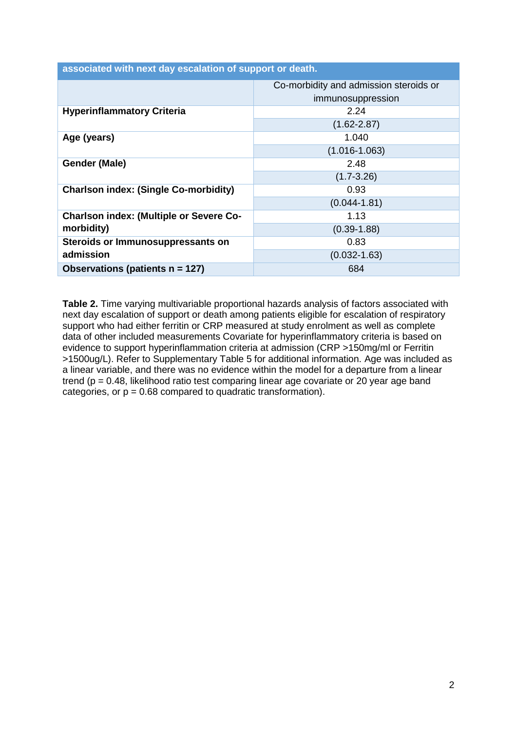**associated with next day escalation of support or death.**

| | Co-morbidity and admission steroids or immunosuppression |
|---|---|
| **Hyperinflammatory Criteria** | 2.24 |
| | (1.62-2.87) |
| **Age (years)** | 1.040 |
| | (1.016-1.063) |
| **Gender (Male)** | 2.48 |
| | (1.7-3.26) |
| **Charlson index: (Single Co-morbidity)** | 0.93 |
| | (0.044-1.81) |
| **Charlson index: (Multiple or Severe Co-morbidity)** | 1.13 |
| | (0.39-1.88) |
| **Steroids or Immunosuppressants on admission** | 0.83 |
| | (0.032-1.63) |
| **Observations (patients n = 127)** | 684 |

**Table 2.** Time varying multivariable proportional hazards analysis of factors associated with next day escalation of support or death among patients eligible for escalation of respiratory support who had either ferritin or CRP measured at study enrolment as well as complete data of other included measurements Covariate for hyperinflammatory criteria is based on evidence to support hyperinflammation criteria at admission (CRP >150mg/ml or Ferritin >1500ug/L). Refer to Supplementary Table 5 for additional information. Age was included as a linear variable, and there was no evidence within the model for a departure from a linear trend ($p = 0.48$, likelihood ratio test comparing linear age covariate or 20 year age band categories, or $p = 0.68$ compared to quadratic transformation).